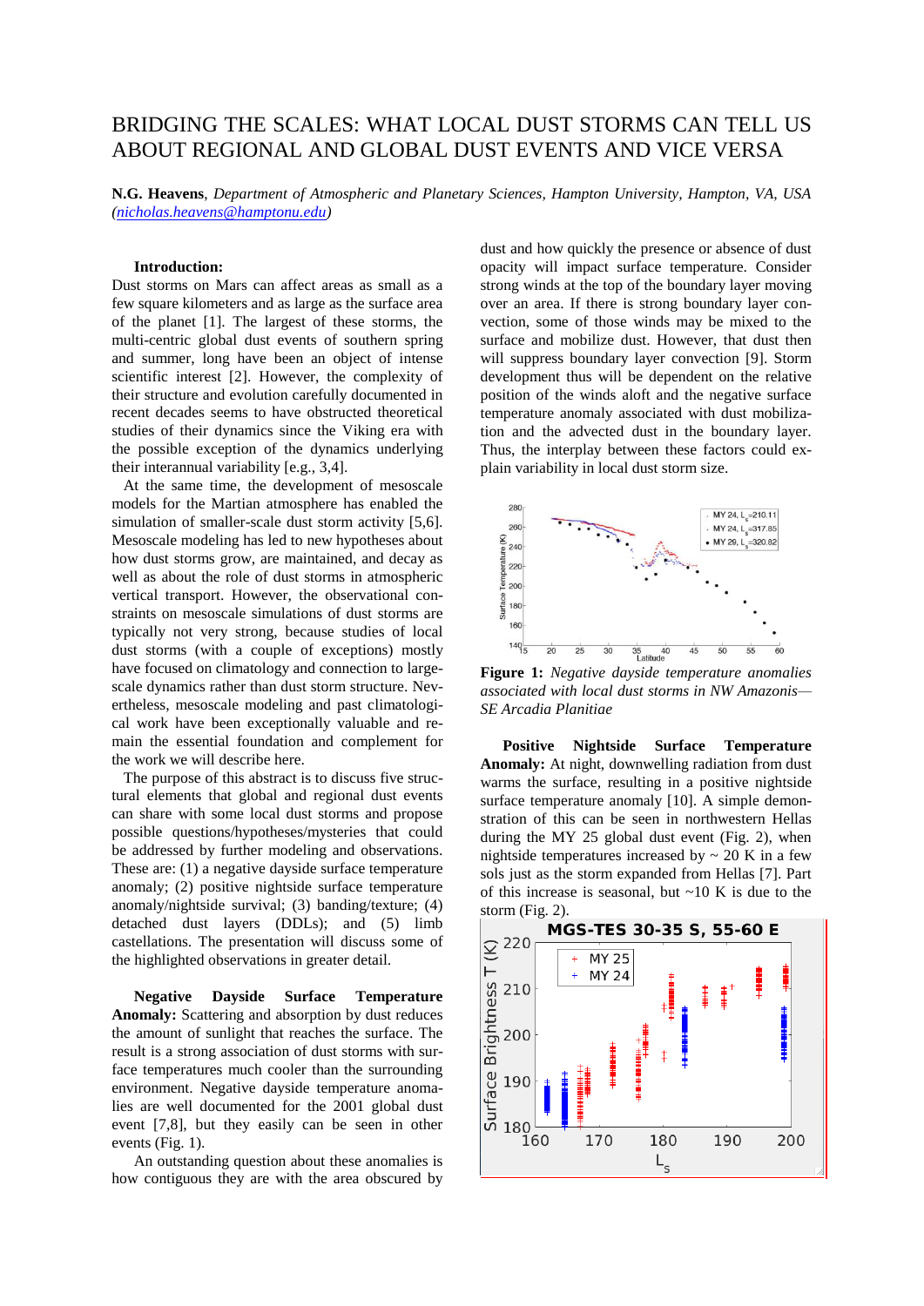# BRIDGING THE SCALES: WHAT LOCAL DUST STORMS CAN TELL US ABOUT REGIONAL AND GLOBAL DUST EVENTS AND VICE VERSA

**N.G. Heavens**, *Department of Atmospheric and Planetary Sciences, Hampton University, Hampton, VA, USA (nicholas.heavens@hamptonu.edu)*

**Introduction:** Dust storms on Mars can affect areas as small as a few square kilometers and as large as the surface area of the planet [1]. The largest of these storms, the multi-centric global dust events of southern spring and summer, long have been an object of intense scientific interest [2]. However, the complexity of their structure and evolution carefully documented in recent decades seems to have obstructed theoretical studies of their dynamics since the Viking era with the possible exception of the dynamics underlying their interannual variability [e.g., 3,4].

At the same time, the development of mesoscale models for the Martian atmosphere has enabled the simulation of smaller-scale dust storm activity [5,6]. Mesoscale modeling has led to new hypotheses about how dust storms grow, are maintained, and decay as well as about the role of dust storms in atmospheric vertical transport. However, the observational constraints on mesoscale simulations of dust storms are typically not very strong, because studies of local dust storms (with a couple of exceptions) mostly have focused on climatology and connection to large-scale dynamics rather than dust storm structure. Nevertheless, mesoscale modeling and past climatological work have been exceptionally valuable and remain the essential foundation and complement for the work we will describe here.

The purpose of this abstract is to discuss five structural elements that global and regional dust events can share with some local dust storms and propose possible questions/hypotheses/mysteries that could be addressed by further modeling and observations. These are: (1) a negative dayside surface temperature anomaly; (2) positive nightside surface temperature anomaly/nightside survival; (3) banding/texture; (4) detached dust layers (DDLs); and (5) limb castellations. The presentation will discuss some of the highlighted observations in greater detail.

**Negative Dayside Surface Temperature Anomaly:** Scattering and absorption by dust reduces the amount of sunlight that reaches the surface. The result is a strong association of dust storms with surface temperatures much cooler than the surrounding environment. Negative dayside temperature anomalies are well documented for the 2001 global dust event [7,8], but they easily can be seen in other events (Fig. 1).

An outstanding question about these anomalies is how contiguous they are with the area obscured by dust and how quickly the presence or absence of dust opacity will impact surface temperature. Consider strong winds at the top of the boundary layer moving over an area. If there is strong boundary layer convection, some of those winds may be mixed to the surface and mobilize dust. However, that dust then will suppress boundary layer convection [9]. Storm development thus will be dependent on the relative position of the winds aloft and the negative surface temperature anomaly associated with dust mobilization and the advected dust in the boundary layer. Thus, the interplay between these factors could explain variability in local dust storm size.

**Figure 1:** *Negative dayside temperature anomalies associated with local dust storms in NW Amazonis—SE Arcadia Planitiae*

**Positive Nightside Surface Temperature Anomaly:** At night, downwelling radiation from dust warms the surface, resulting in a positive nightside surface temperature anomaly [10]. A simple demonstration of this can be seen in northwestern Hellas during the MY 25 global dust event (Fig. 2), when nightside temperatures increased by ~ 20 K in a few sols just as the storm expanded from Hellas [7]. Part of this increase is seasonal, but ~10 K is due to the storm (Fig. 2).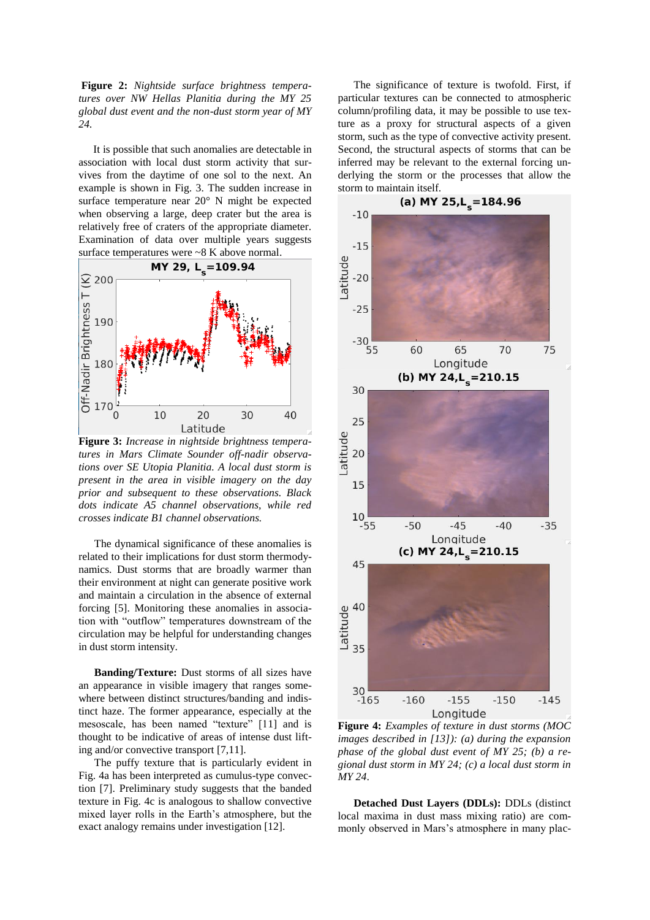**Figure 2:** *Nightside surface brightness temperatures over NW Hellas Planitia during the MY 25 global dust event and the non-dust storm year of MY 24.*

It is possible that such anomalies are detectable in association with local dust storm activity that survives from the daytime of one sol to the next. An example is shown in Fig. 3. The sudden increase in surface temperature near 20° N might be expected when observing a large, deep crater but the area is relatively free of craters of the appropriate diameter. Examination of data over multiple years suggests surface temperatures were ~8 K above normal.

**Figure 3:** *Increase in nightside brightness temperatures in Mars Climate Sounder off-nadir observations over SE Utopia Planitia. A local dust storm is present in the area in visible imagery on the day prior and subsequent to these observations. Black dots indicate A5 channel observations, while red crosses indicate B1 channel observations.*

The dynamical significance of these anomalies is related to their implications for dust storm thermodynamics. Dust storms that are broadly warmer than their environment at night can generate positive work and maintain a circulation in the absence of external forcing [5]. Monitoring these anomalies in association with "outflow" temperatures downstream of the circulation may be helpful for understanding changes in dust storm intensity.

**Banding/Texture:** Dust storms of all sizes have an appearance in visible imagery that ranges somewhere between distinct structures/banding and indistinct haze. The former appearance, especially at the mesoscale, has been named "texture" [11] and is thought to be indicative of areas of intense dust lifting and/or convective transport [7,11].

The puffy texture that is particularly evident in Fig. 4a has been interpreted as cumulus-type convection [7]. Preliminary study suggests that the banded texture in Fig. 4c is analogous to shallow convective mixed layer rolls in the Earth's atmosphere, but the exact analogy remains under investigation [12].

The significance of texture is twofold. First, if particular textures can be connected to atmospheric column/profiling data, it may be possible to use texture as a proxy for structural aspects of a given storm, such as the type of convective activity present. Second, the structural aspects of storms that can be inferred may be relevant to the external forcing underlying the storm or the processes that allow the storm to maintain itself.

**Figure 4:** *Examples of texture in dust storms (MOC images described in [13]): (a) during the expansion phase of the global dust event of MY 25; (b) a regional dust storm in MY 24; (c) a local dust storm in MY 24.*

**Detached Dust Layers (DDLs):** DDLs (distinct local maxima in dust mass mixing ratio) are commonly observed in Mars's atmosphere in many plac-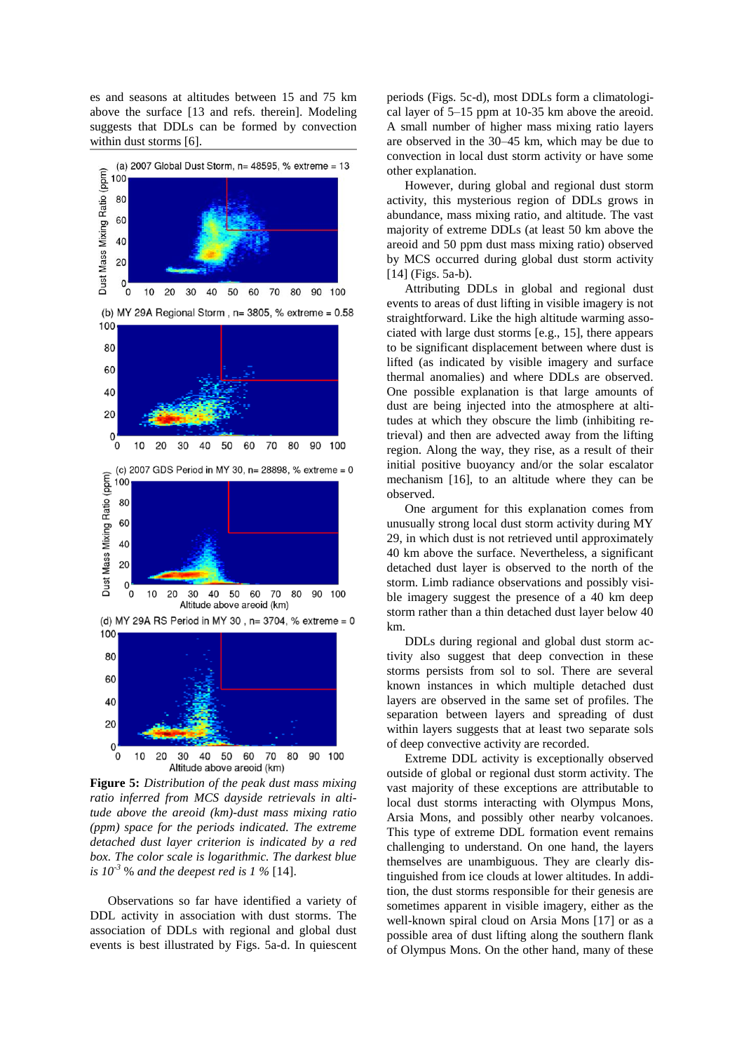es and seasons at altitudes between 15 and 75 km above the surface [13 and refs. therein]. Modeling suggests that DDLs can be formed by convection within dust storms [6].

**Figure 5:** *Distribution of the peak dust mass mixing ratio inferred from MCS dayside retrievals in altitude above the areoid (km)-dust mass mixing ratio (ppm) space for the periods indicated. The extreme detached dust layer criterion is indicated by a red box. The color scale is logarithmic. The darkest blue is $10^{-3}$ % and the deepest red is 1 %* [14].

Observations so far have identified a variety of DDL activity in association with dust storms. The association of DDLs with regional and global dust events is best illustrated by Figs. 5a-d. In quiescent periods (Figs. 5c-d), most DDLs form a climatological layer of 5–15 ppm at 10-35 km above the areoid. A small number of higher mass mixing ratio layers are observed in the 30–45 km, which may be due to convection in local dust storm activity or have some other explanation.

However, during global and regional dust storm activity, this mysterious region of DDLs grows in abundance, mass mixing ratio, and altitude. The vast majority of extreme DDLs (at least 50 km above the areoid and 50 ppm dust mass mixing ratio) observed by MCS occurred during global dust storm activity [14] (Figs. 5a-b).

Attributing DDLs in global and regional dust events to areas of dust lifting in visible imagery is not straightforward. Like the high altitude warming associated with large dust storms [e.g., 15], there appears to be significant displacement between where dust is lifted (as indicated by visible imagery and surface thermal anomalies) and where DDLs are observed. One possible explanation is that large amounts of dust are being injected into the atmosphere at altitudes at which they obscure the limb (inhibiting retrieval) and then are advected away from the lifting region. Along the way, they rise, as a result of their initial positive buoyancy and/or the solar escalator mechanism [16], to an altitude where they can be observed.

One argument for this explanation comes from unusually strong local dust storm activity during MY 29, in which dust is not retrieved until approximately 40 km above the surface. Nevertheless, a significant detached dust layer is observed to the north of the storm. Limb radiance observations and possibly visible imagery suggest the presence of a 40 km deep storm rather than a thin detached dust layer below 40 km.

DDLs during regional and global dust storm activity also suggest that deep convection in these storms persists from sol to sol. There are several known instances in which multiple detached dust layers are observed in the same set of profiles. The separation between layers and spreading of dust within layers suggests that at least two separate sols of deep convective activity are recorded.

Extreme DDL activity is exceptionally observed outside of global or regional dust storm activity. The vast majority of these exceptions are attributable to local dust storms interacting with Olympus Mons, Arsia Mons, and possibly other nearby volcanoes. This type of extreme DDL formation event remains challenging to understand. On one hand, the layers themselves are unambiguous. They are clearly distinguished from ice clouds at lower altitudes. In addition, the dust storms responsible for their genesis are sometimes apparent in visible imagery, either as the well-known spiral cloud on Arsia Mons [17] or as a possible area of dust lifting along the southern flank of Olympus Mons. On the other hand, many of these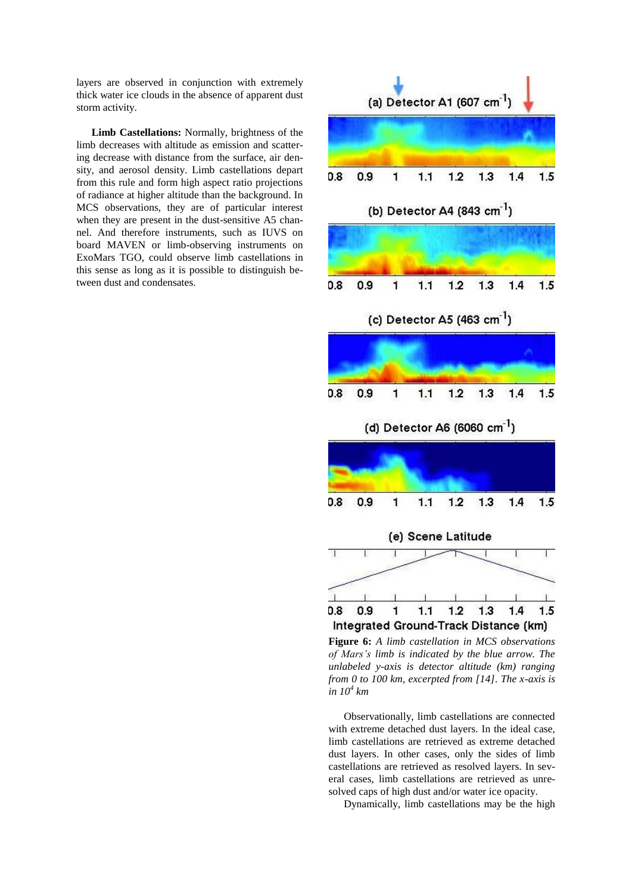layers are observed in conjunction with extremely thick water ice clouds in the absence of apparent dust storm activity.

**Limb Castellations:** Normally, brightness of the limb decreases with altitude as emission and scattering decrease with distance from the surface, air density, and aerosol density. Limb castellations depart from this rule and form high aspect ratio projections of radiance at higher altitude than the background. In MCS observations, they are of particular interest when they are present in the dust-sensitive A5 channel. And therefore instruments, such as IUVS on board MAVEN or limb-observing instruments on ExoMars TGO, could observe limb castellations in this sense as long as it is possible to distinguish between dust and condensates.

**Figure 6:** *A limb castellation in MCS observations of Mars's limb is indicated by the blue arrow. The unlabeled y-axis is detector altitude (km) ranging from 0 to 100 km, excerpted from [14]. The x-axis is in $10^4$ km*

Observationally, limb castellations are connected with extreme detached dust layers. In the ideal case, limb castellations are retrieved as extreme detached dust layers. In other cases, only the sides of limb castellations are retrieved as resolved layers. In several cases, limb castellations are retrieved as unresolved caps of high dust and/or water ice opacity.

Dynamically, limb castellations may be the high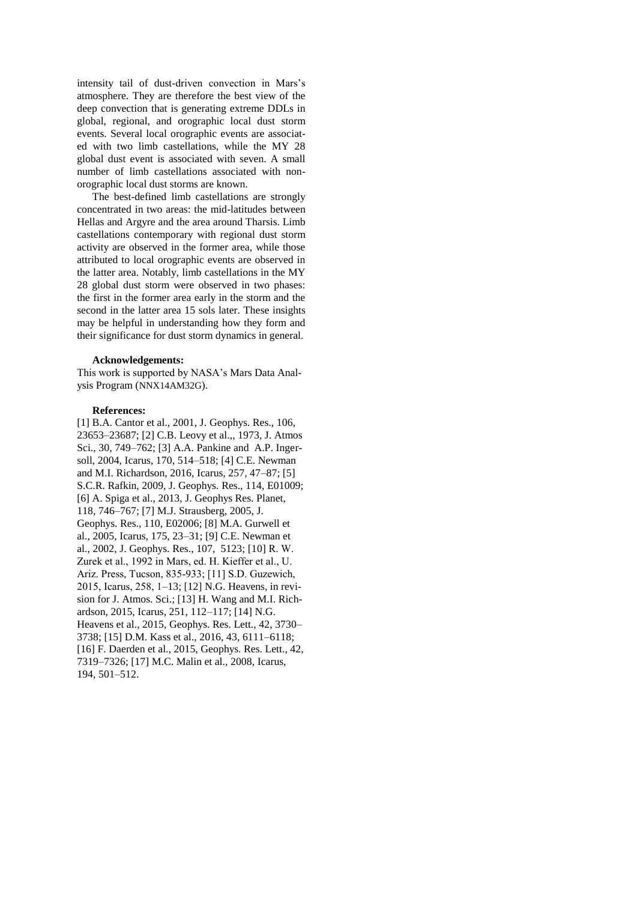intensity tail of dust-driven convection in Mars's atmosphere. They are therefore the best view of the deep convection that is generating extreme DDLs in global, regional, and orographic local dust storm events. Several local orographic events are associated with two limb castellations, while the MY 28 global dust event is associated with seven. A small number of limb castellations associated with non-orographic local dust storms are known.

The best-defined limb castellations are strongly concentrated in two areas: the mid-latitudes between Hellas and Argyre and the area around Tharsis. Limb castellations contemporary with regional dust storm activity are observed in the former area, while those attributed to local orographic events are observed in the latter area. Notably, limb castellations in the MY 28 global dust storm were observed in two phases: the first in the former area early in the storm and the second in the latter area 15 sols later. These insights may be helpful in understanding how they form and their significance for dust storm dynamics in general.

**Acknowledgements:**

This work is supported by NASA's Mars Data Analysis Program (NNX14AM32G).

**References:**

[1] B.A. Cantor et al., 2001, J. Geophys. Res., 106, 23653–23687; [2] C.B. Leovy et al.,, 1973, J. Atmos Sci., 30, 749–762; [3] A.A. Pankine and A.P. Ingersoll, 2004, Icarus, 170, 514–518; [4] C.E. Newman and M.I. Richardson, 2016, Icarus, 257, 47–87; [5] S.C.R. Rafkin, 2009, J. Geophys. Res., 114, E01009; [6] A. Spiga et al., 2013, J. Geophys Res. Planet, 118, 746–767; [7] M.J. Strausberg, 2005, J. Geophys. Res., 110, E02006; [8] M.A. Gurwell et al., 2005, Icarus, 175, 23–31; [9] C.E. Newman et al., 2002, J. Geophys. Res., 107, 5123; [10] R. W. Zurek et al., 1992 in Mars, ed. H. Kieffer et al., U. Ariz. Press, Tucson, 835-933; [11] S.D. Guzewich, 2015, Icarus, 258, 1–13; [12] N.G. Heavens, in revision for J. Atmos. Sci.; [13] H. Wang and M.I. Richardson, 2015, Icarus, 251, 112–117; [14] N.G. Heavens et al., 2015, Geophys. Res. Lett., 42, 3730–3738; [15] D.M. Kass et al., 2016, 43, 6111–6118; [16] F. Daerden et al., 2015, Geophys. Res. Lett., 42, 7319–7326; [17] M.C. Malin et al., 2008, Icarus, 194, 501–512.